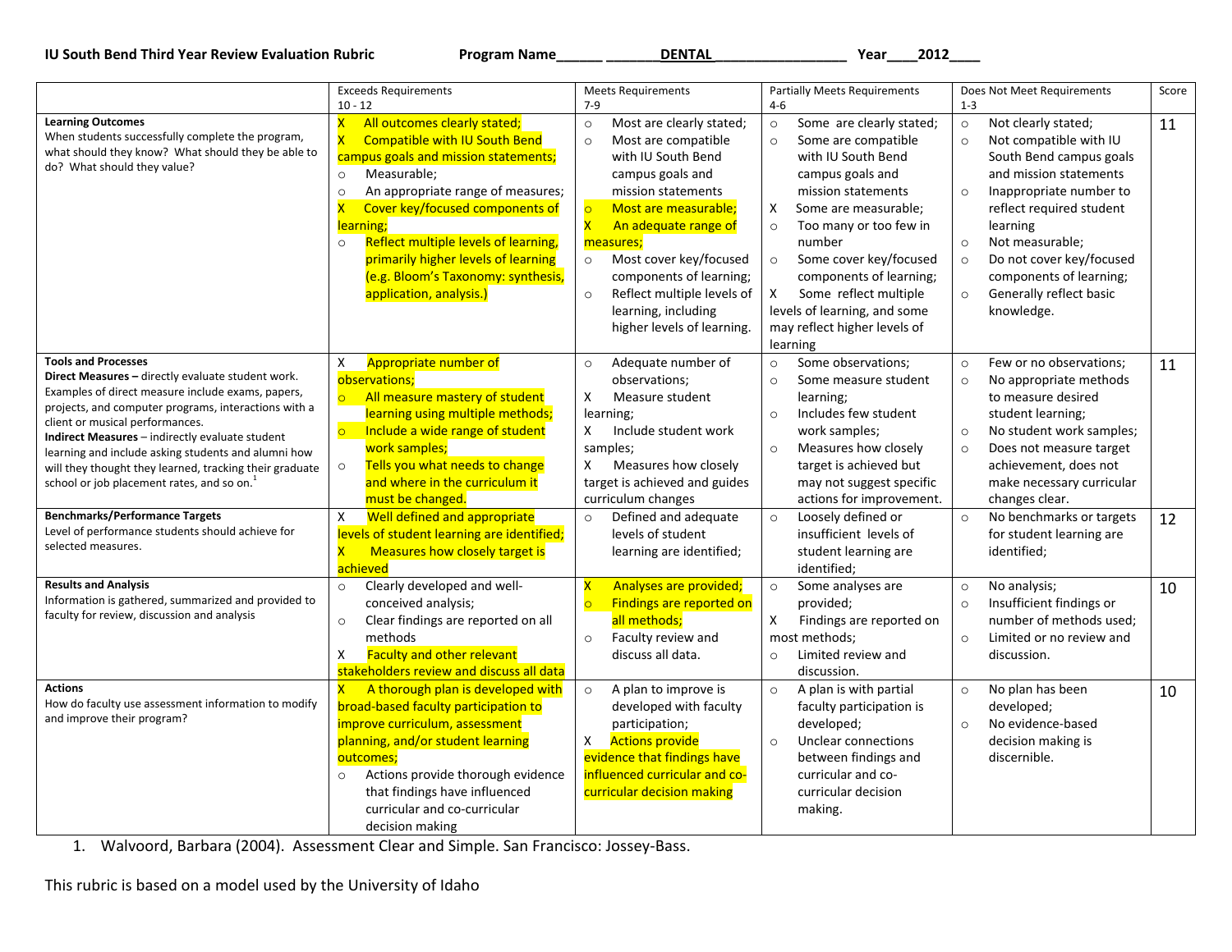**IU South Bend Third Year Review Evaluation Rubric** **Program Name______ _______DENTAL_________________ Year____2012____**

| | Exceeds Requirements 10 - 12 | Meets Requirements 7-9 | Partially Meets Requirements 4-6 | Does Not Meet Requirements 1-3 | Score |
|---|---|---|---|---|---|
| **Learning Outcomes** When students successfully complete the program, what should they know? What should they be able to do? What should they value? | X All outcomes clearly stated;<br>X Compatible with IU South Bend campus goals and mission statements;<br>○ Measurable;<br>○ An appropriate range of measures;<br>X Cover key/focused components of learning;<br>○ Reflect multiple levels of learning, primarily higher levels of learning (e.g. Bloom's Taxonomy: synthesis, application, analysis.) | ○ Most are clearly stated;<br>○ Most are compatible with IU South Bend campus goals and mission statements<br>○ Most are measurable;<br>X An adequate range of measures;<br>○ Most cover key/focused components of learning;<br>○ Reflect multiple levels of learning, including higher levels of learning. | ○ Some are clearly stated;<br>○ Some are compatible with IU South Bend campus goals and mission statements<br>X Some are measurable;<br>○ Too many or too few in number<br>○ Some cover key/focused components of learning;<br>X Some reflect multiple levels of learning, and some may reflect higher levels of learning | ○ Not clearly stated;<br>○ Not compatible with IU South Bend campus goals and mission statements<br>○ Inappropriate number to reflect required student learning<br>○ Not measurable;<br>○ Do not cover key/focused components of learning;<br>○ Generally reflect basic knowledge. | 11 |
| **Tools and Processes** **Direct Measures –** directly evaluate student work. Examples of direct measure include exams, papers, projects, and computer programs, interactions with a client or musical performances. **Indirect Measures** – indirectly evaluate student learning and include asking students and alumni how will they thought they learned, tracking their graduate school or job placement rates, and so on.[1] | X Appropriate number of observations;<br>○ All measure mastery of student learning using multiple methods;<br>○ Include a wide range of student work samples;<br>○ Tells you what needs to change and where in the curriculum it must be changed. | ○ Adequate number of observations;<br>X Measure student learning;<br>X Include student work samples;<br>X Measures how closely target is achieved and guides curriculum changes | ○ Some observations;<br>○ Some measure student learning;<br>○ Includes few student work samples;<br>○ Measures how closely target is achieved but may not suggest specific actions for improvement. | ○ Few or no observations;<br>○ No appropriate methods to measure desired student learning;<br>○ No student work samples;<br>○ Does not measure target achievement, does not make necessary curricular changes clear. | 11 |
| **Benchmarks/Performance Targets** Level of performance students should achieve for selected measures. | X Well defined and appropriate levels of student learning are identified;<br>X Measures how closely target is achieved | ○ Defined and adequate levels of student learning are identified; | ○ Loosely defined or insufficient levels of student learning are identified; | ○ No benchmarks or targets for student learning are identified; | 12 |
| **Results and Analysis** Information is gathered, summarized and provided to faculty for review, discussion and analysis | ○ Clearly developed and well-conceived analysis;<br>○ Clear findings are reported on all methods<br>X Faculty and other relevant stakeholders review and discuss all data | X Analyses are provided;<br>○ Findings are reported on all methods;<br>○ Faculty review and discuss all data. | ○ Some analyses are provided;<br>X Findings are reported on most methods;<br>○ Limited review and discussion. | ○ No analysis;<br>○ Insufficient findings or number of methods used;<br>○ Limited or no review and discussion. | 10 |
| **Actions** How do faculty use assessment information to modify and improve their program? | X A thorough plan is developed with broad-based faculty participation to improve curriculum, assessment planning, and/or student learning outcomes;<br>○ Actions provide thorough evidence that findings have influenced curricular and co-curricular decision making | ○ A plan to improve is developed with faculty participation;<br>X Actions provide evidence that findings have influenced curricular and co-curricular decision making | ○ A plan is with partial faculty participation is developed;<br>○ Unclear connections between findings and curricular and co-curricular decision making. | ○ No plan has been developed;<br>○ No evidence-based decision making is discernible. | 10 |

1. Walvoord, Barbara (2004). Assessment Clear and Simple. San Francisco: Jossey-Bass.

This rubric is based on a model used by the University of Idaho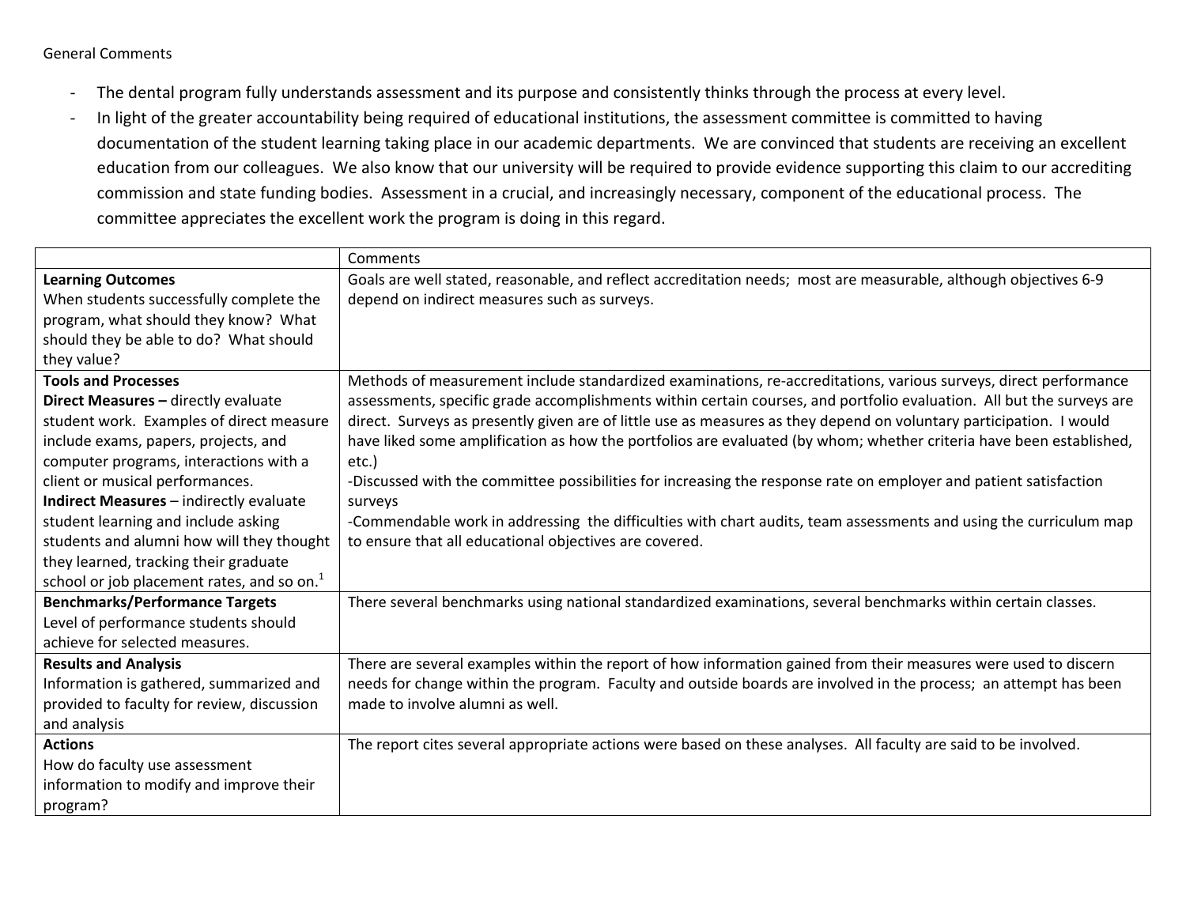General Comments

- The dental program fully understands assessment and its purpose and consistently thinks through the process at every level.
- In light of the greater accountability being required of educational institutions, the assessment committee is committed to having documentation of the student learning taking place in our academic departments. We are convinced that students are receiving an excellent education from our colleagues. We also know that our university will be required to provide evidence supporting this claim to our accrediting commission and state funding bodies. Assessment in a crucial, and increasingly necessary, component of the educational process. The committee appreciates the excellent work the program is doing in this regard.

| | Comments |
|---|---|
| **Learning Outcomes**<br>When students successfully complete the program, what should they know? What should they be able to do? What should they value? | Goals are well stated, reasonable, and reflect accreditation needs; most are measurable, although objectives 6-9 depend on indirect measures such as surveys. |
| **Tools and Processes**<br>**Direct Measures –** directly evaluate student work. Examples of direct measure include exams, papers, projects, and computer programs, interactions with a client or musical performances.<br>**Indirect Measures** – indirectly evaluate student learning and include asking students and alumni how will they thought they learned, tracking their graduate school or job placement rates, and so on.[1] | Methods of measurement include standardized examinations, re-accreditations, various surveys, direct performance assessments, specific grade accomplishments within certain courses, and portfolio evaluation. All but the surveys are direct. Surveys as presently given are of little use as measures as they depend on voluntary participation. I would have liked some amplification as how the portfolios are evaluated (by whom; whether criteria have been established, etc.)<br>-Discussed with the committee possibilities for increasing the response rate on employer and patient satisfaction surveys<br>-Commendable work in addressing the difficulties with chart audits, team assessments and using the curriculum map to ensure that all educational objectives are covered. |
| **Benchmarks/Performance Targets**<br>Level of performance students should achieve for selected measures. | There several benchmarks using national standardized examinations, several benchmarks within certain classes. |
| **Results and Analysis**<br>Information is gathered, summarized and provided to faculty for review, discussion and analysis | There are several examples within the report of how information gained from their measures were used to discern needs for change within the program. Faculty and outside boards are involved in the process; an attempt has been made to involve alumni as well. |
| **Actions**<br>How do faculty use assessment information to modify and improve their program? | The report cites several appropriate actions were based on these analyses. All faculty are said to be involved. |